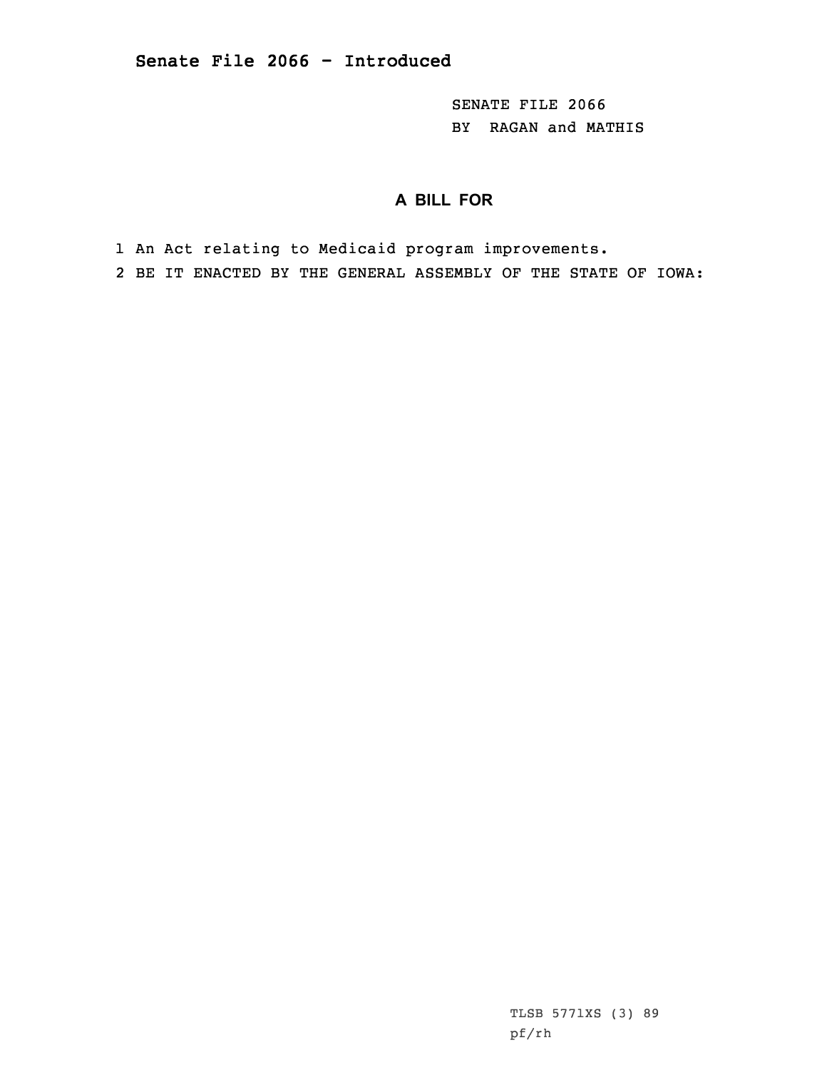**Senate File 2066 - Introduced**

SENATE FILE 2066
BY RAGAN and MATHIS

## A BILL FOR

1 An Act relating to Medicaid program improvements.
2 BE IT ENACTED BY THE GENERAL ASSEMBLY OF THE STATE OF IOWA:

TLSB 5771XS (3) 89
pf/rh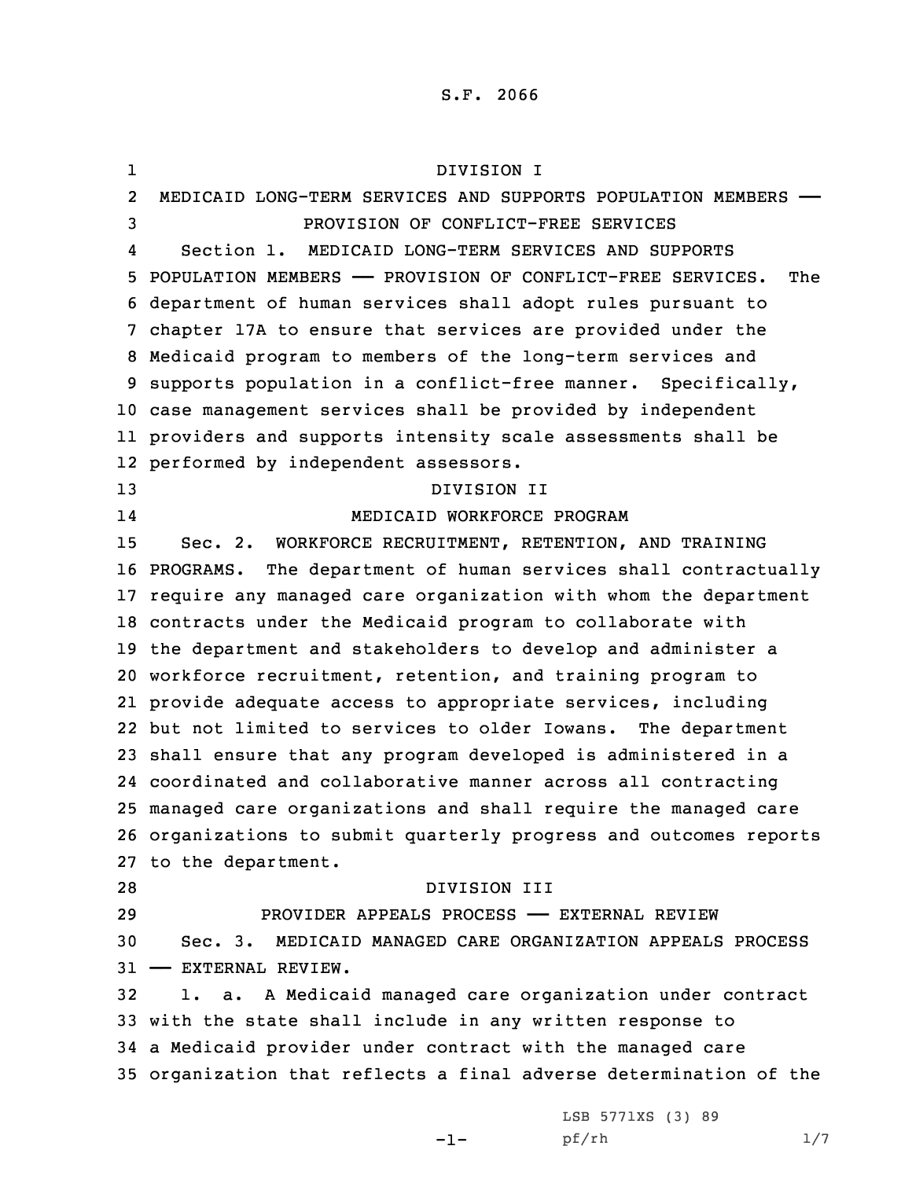S.F. 2066

DIVISION I

MEDICAID LONG-TERM SERVICES AND SUPPORTS POPULATION MEMBERS — PROVISION OF CONFLICT-FREE SERVICES

Section 1. MEDICAID LONG-TERM SERVICES AND SUPPORTS POPULATION MEMBERS — PROVISION OF CONFLICT-FREE SERVICES. The department of human services shall adopt rules pursuant to chapter 17A to ensure that services are provided under the Medicaid program to members of the long-term services and supports population in a conflict-free manner. Specifically, case management services shall be provided by independent providers and supports intensity scale assessments shall be performed by independent assessors.

DIVISION II

MEDICAID WORKFORCE PROGRAM

Sec. 2. WORKFORCE RECRUITMENT, RETENTION, AND TRAINING PROGRAMS. The department of human services shall contractually require any managed care organization with whom the department contracts under the Medicaid program to collaborate with the department and stakeholders to develop and administer a workforce recruitment, retention, and training program to provide adequate access to appropriate services, including but not limited to services to older Iowans. The department shall ensure that any program developed is administered in a coordinated and collaborative manner across all contracting managed care organizations and shall require the managed care organizations to submit quarterly progress and outcomes reports to the department.

DIVISION III

PROVIDER APPEALS PROCESS — EXTERNAL REVIEW

Sec. 3. MEDICAID MANAGED CARE ORGANIZATION APPEALS PROCESS — EXTERNAL REVIEW.

1. a. A Medicaid managed care organization under contract with the state shall include in any written response to a Medicaid provider under contract with the managed care organization that reflects a final adverse determination of the

LSB 5771XS (3) 89

pf/rh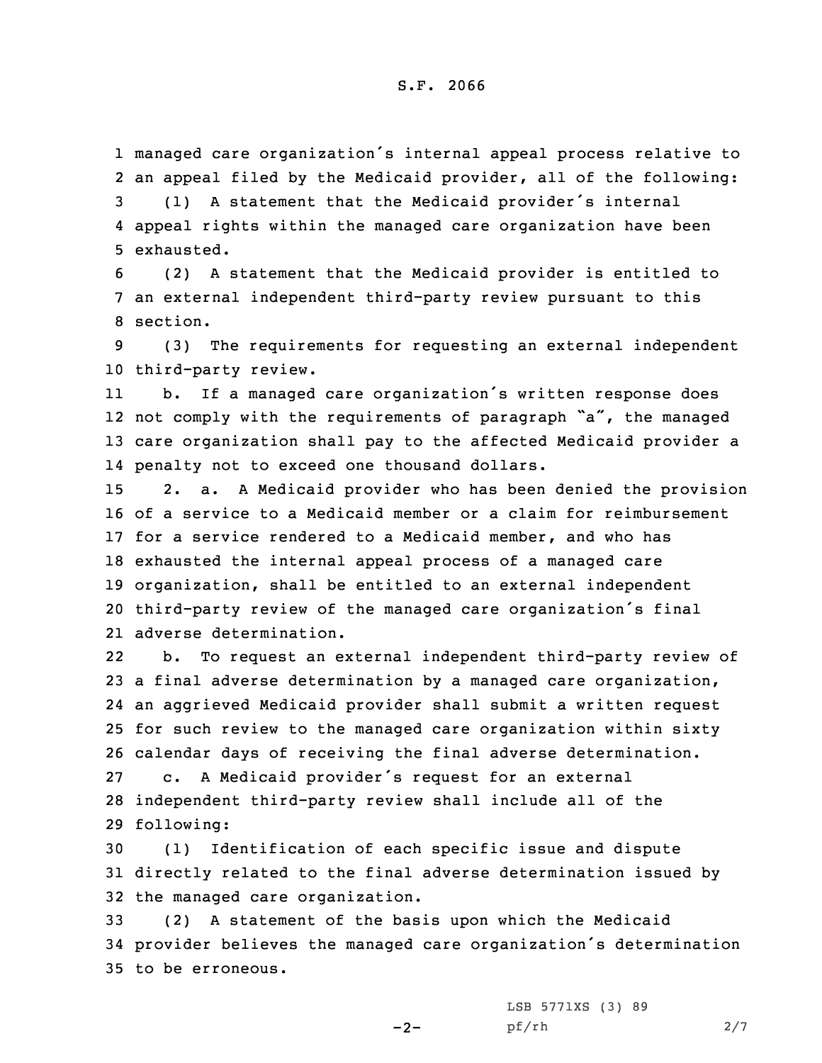managed care organization's internal appeal process relative to an appeal filed by the Medicaid provider, all of the following:

(1) A statement that the Medicaid provider's internal appeal rights within the managed care organization have been exhausted.

(2) A statement that the Medicaid provider is entitled to an external independent third-party review pursuant to this section.

(3) The requirements for requesting an external independent third-party review.

b. If a managed care organization's written response does not comply with the requirements of paragraph "a", the managed care organization shall pay to the affected Medicaid provider a penalty not to exceed one thousand dollars.

2. a. A Medicaid provider who has been denied the provision of a service to a Medicaid member or a claim for reimbursement for a service rendered to a Medicaid member, and who has exhausted the internal appeal process of a managed care organization, shall be entitled to an external independent third-party review of the managed care organization's final adverse determination.

b. To request an external independent third-party review of a final adverse determination by a managed care organization, an aggrieved Medicaid provider shall submit a written request for such review to the managed care organization within sixty calendar days of receiving the final adverse determination.

c. A Medicaid provider's request for an external independent third-party review shall include all of the following:

(1) Identification of each specific issue and dispute directly related to the final adverse determination issued by the managed care organization.

(2) A statement of the basis upon which the Medicaid provider believes the managed care organization's determination to be erroneous.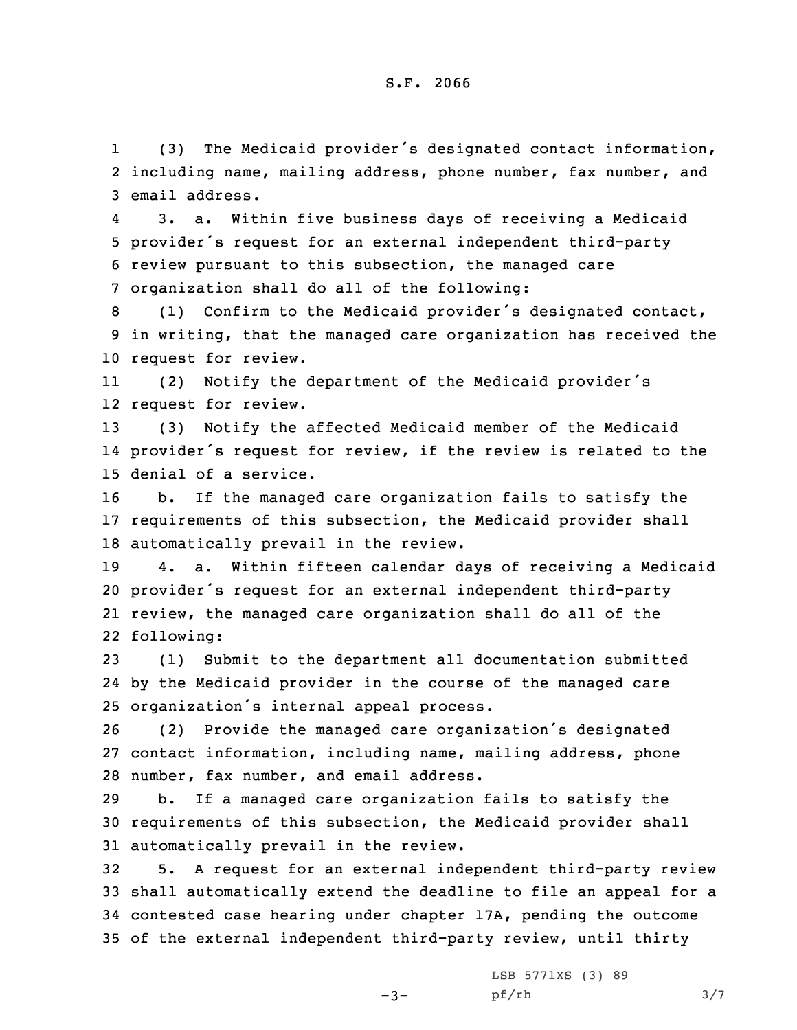(3) The Medicaid provider's designated contact information, including name, mailing address, phone number, fax number, and email address.

3. a. Within five business days of receiving a Medicaid provider's request for an external independent third-party review pursuant to this subsection, the managed care organization shall do all of the following:

(1) Confirm to the Medicaid provider's designated contact, in writing, that the managed care organization has received the request for review.

(2) Notify the department of the Medicaid provider's request for review.

(3) Notify the affected Medicaid member of the Medicaid provider's request for review, if the review is related to the denial of a service.

b. If the managed care organization fails to satisfy the requirements of this subsection, the Medicaid provider shall automatically prevail in the review.

4. a. Within fifteen calendar days of receiving a Medicaid provider's request for an external independent third-party review, the managed care organization shall do all of the following:

(1) Submit to the department all documentation submitted by the Medicaid provider in the course of the managed care organization's internal appeal process.

(2) Provide the managed care organization's designated contact information, including name, mailing address, phone number, fax number, and email address.

b. If a managed care organization fails to satisfy the requirements of this subsection, the Medicaid provider shall automatically prevail in the review.

5. A request for an external independent third-party review shall automatically extend the deadline to file an appeal for a contested case hearing under chapter 17A, pending the outcome of the external independent third-party review, until thirty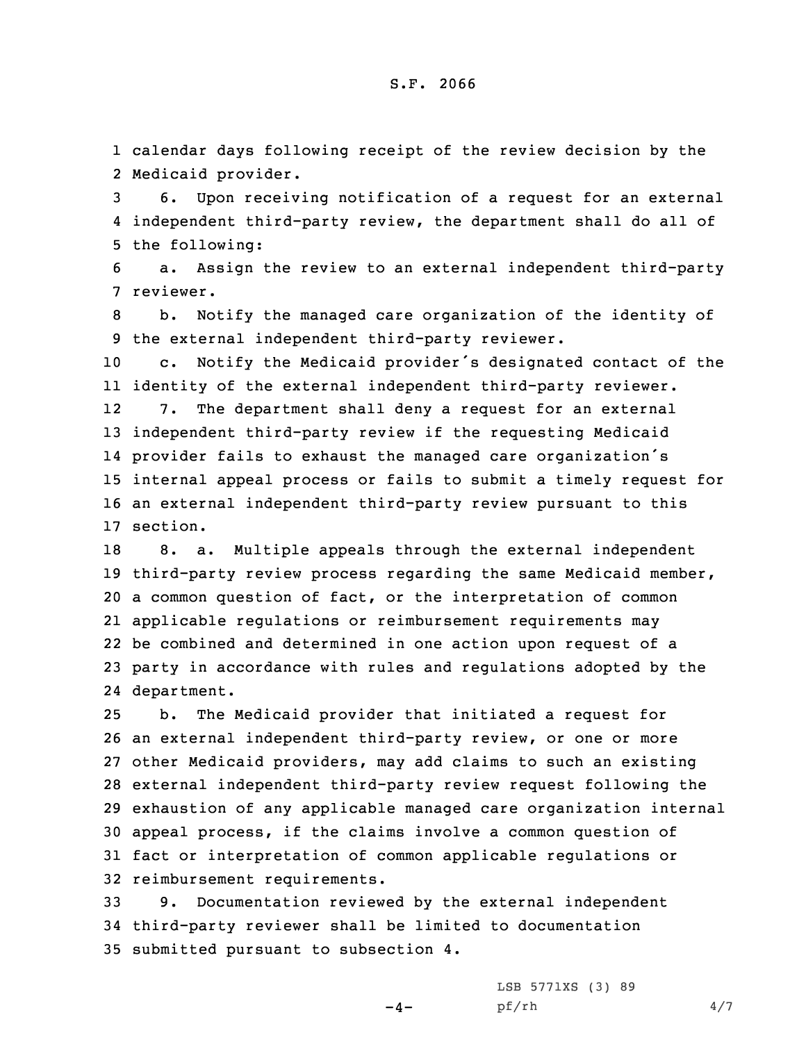calendar days following receipt of the review decision by the Medicaid provider.

6. Upon receiving notification of a request for an external independent third-party review, the department shall do all of the following:

a. Assign the review to an external independent third-party reviewer.

b. Notify the managed care organization of the identity of the external independent third-party reviewer.

c. Notify the Medicaid provider's designated contact of the identity of the external independent third-party reviewer.

7. The department shall deny a request for an external independent third-party review if the requesting Medicaid provider fails to exhaust the managed care organization's internal appeal process or fails to submit a timely request for an external independent third-party review pursuant to this section.

8. a. Multiple appeals through the external independent third-party review process regarding the same Medicaid member, a common question of fact, or the interpretation of common applicable regulations or reimbursement requirements may be combined and determined in one action upon request of a party in accordance with rules and regulations adopted by the department.

b. The Medicaid provider that initiated a request for an external independent third-party review, or one or more other Medicaid providers, may add claims to such an existing external independent third-party review request following the exhaustion of any applicable managed care organization internal appeal process, if the claims involve a common question of fact or interpretation of common applicable regulations or reimbursement requirements.

9. Documentation reviewed by the external independent third-party reviewer shall be limited to documentation submitted pursuant to subsection 4.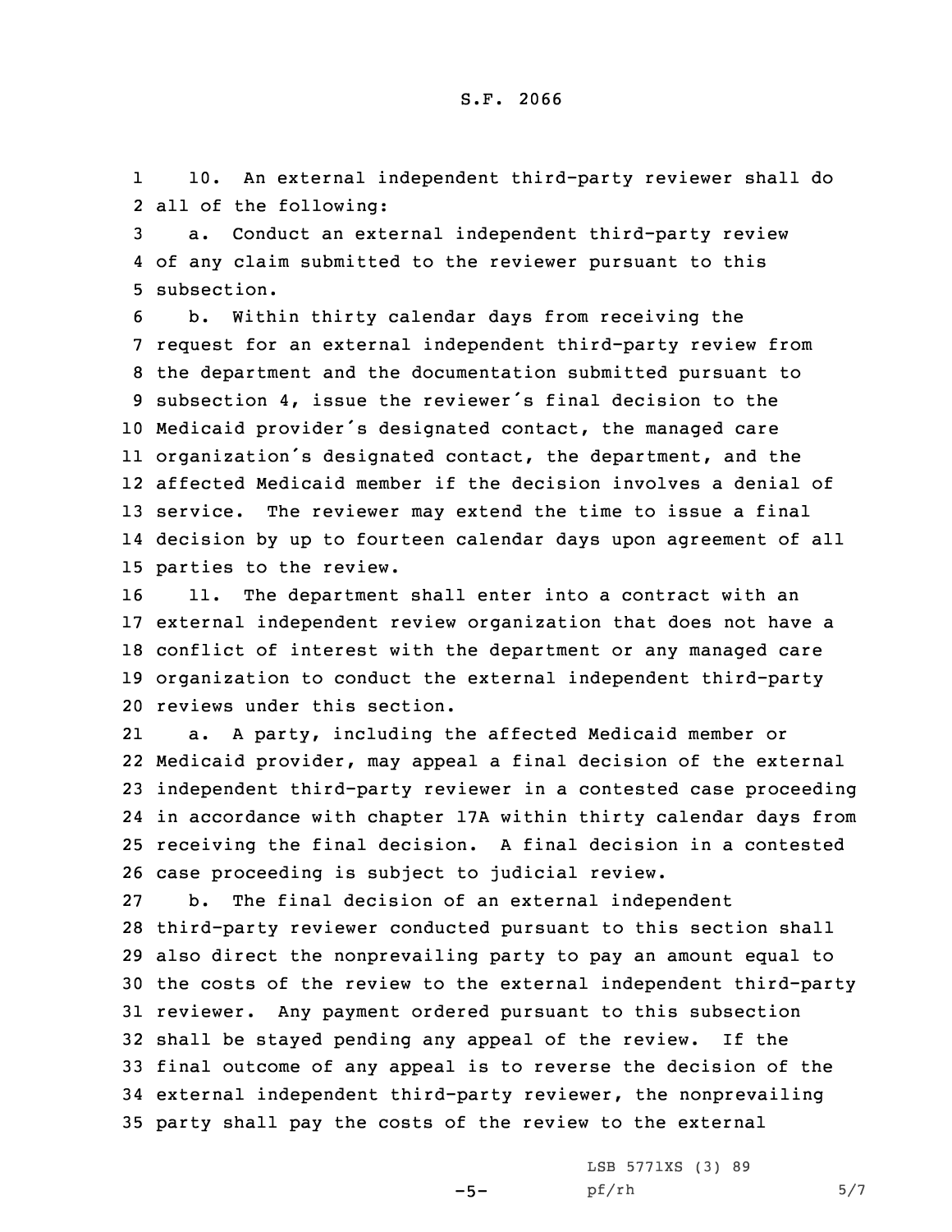10. An external independent third-party reviewer shall do all of the following:

a. Conduct an external independent third-party review of any claim submitted to the reviewer pursuant to this subsection.

b. Within thirty calendar days from receiving the request for an external independent third-party review from the department and the documentation submitted pursuant to subsection 4, issue the reviewer's final decision to the Medicaid provider's designated contact, the managed care organization's designated contact, the department, and the affected Medicaid member if the decision involves a denial of service. The reviewer may extend the time to issue a final decision by up to fourteen calendar days upon agreement of all parties to the review.

11. The department shall enter into a contract with an external independent review organization that does not have a conflict of interest with the department or any managed care organization to conduct the external independent third-party reviews under this section.

a. A party, including the affected Medicaid member or Medicaid provider, may appeal a final decision of the external independent third-party reviewer in a contested case proceeding in accordance with chapter 17A within thirty calendar days from receiving the final decision. A final decision in a contested case proceeding is subject to judicial review.

b. The final decision of an external independent third-party reviewer conducted pursuant to this section shall also direct the nonprevailing party to pay an amount equal to the costs of the review to the external independent third-party reviewer. Any payment ordered pursuant to this subsection shall be stayed pending any appeal of the review. If the final outcome of any appeal is to reverse the decision of the external independent third-party reviewer, the nonprevailing party shall pay the costs of the review to the external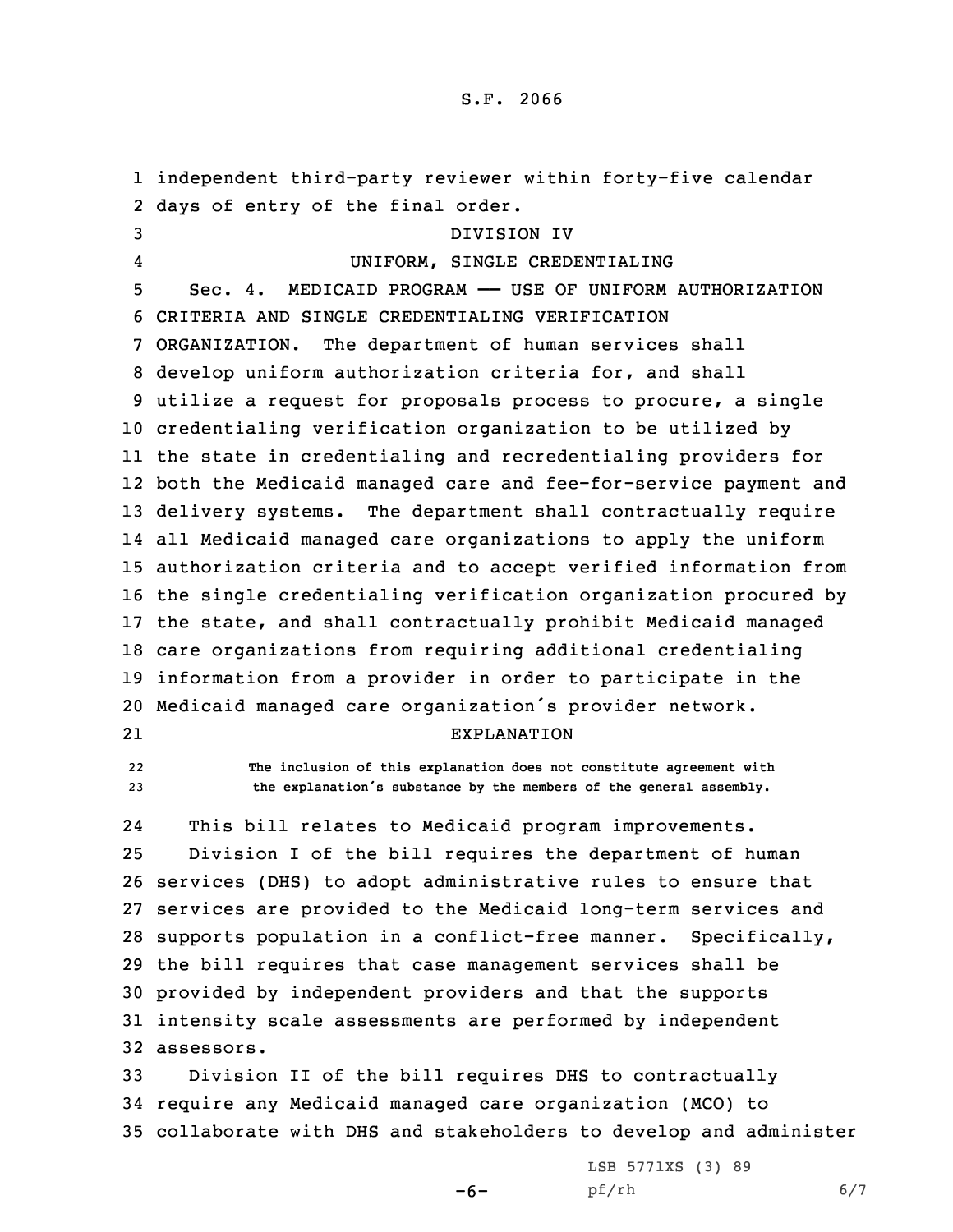independent third-party reviewer within forty-five calendar days of entry of the final order.

DIVISION IV

UNIFORM, SINGLE CREDENTIALING

Sec. 4. MEDICAID PROGRAM —— USE OF UNIFORM AUTHORIZATION CRITERIA AND SINGLE CREDENTIALING VERIFICATION ORGANIZATION. The department of human services shall develop uniform authorization criteria for, and shall utilize a request for proposals process to procure, a single credentialing verification organization to be utilized by the state in credentialing and recredentialing providers for both the Medicaid managed care and fee-for-service payment and delivery systems. The department shall contractually require all Medicaid managed care organizations to apply the uniform authorization criteria and to accept verified information from the single credentialing verification organization procured by the state, and shall contractually prohibit Medicaid managed care organizations from requiring additional credentialing information from a provider in order to participate in the Medicaid managed care organization's provider network.

EXPLANATION

The inclusion of this explanation does not constitute agreement with the explanation's substance by the members of the general assembly.

This bill relates to Medicaid program improvements.

Division I of the bill requires the department of human services (DHS) to adopt administrative rules to ensure that services are provided to the Medicaid long-term services and supports population in a conflict-free manner. Specifically, the bill requires that case management services shall be provided by independent providers and that the supports intensity scale assessments are performed by independent assessors.

Division II of the bill requires DHS to contractually require any Medicaid managed care organization (MCO) to collaborate with DHS and stakeholders to develop and administer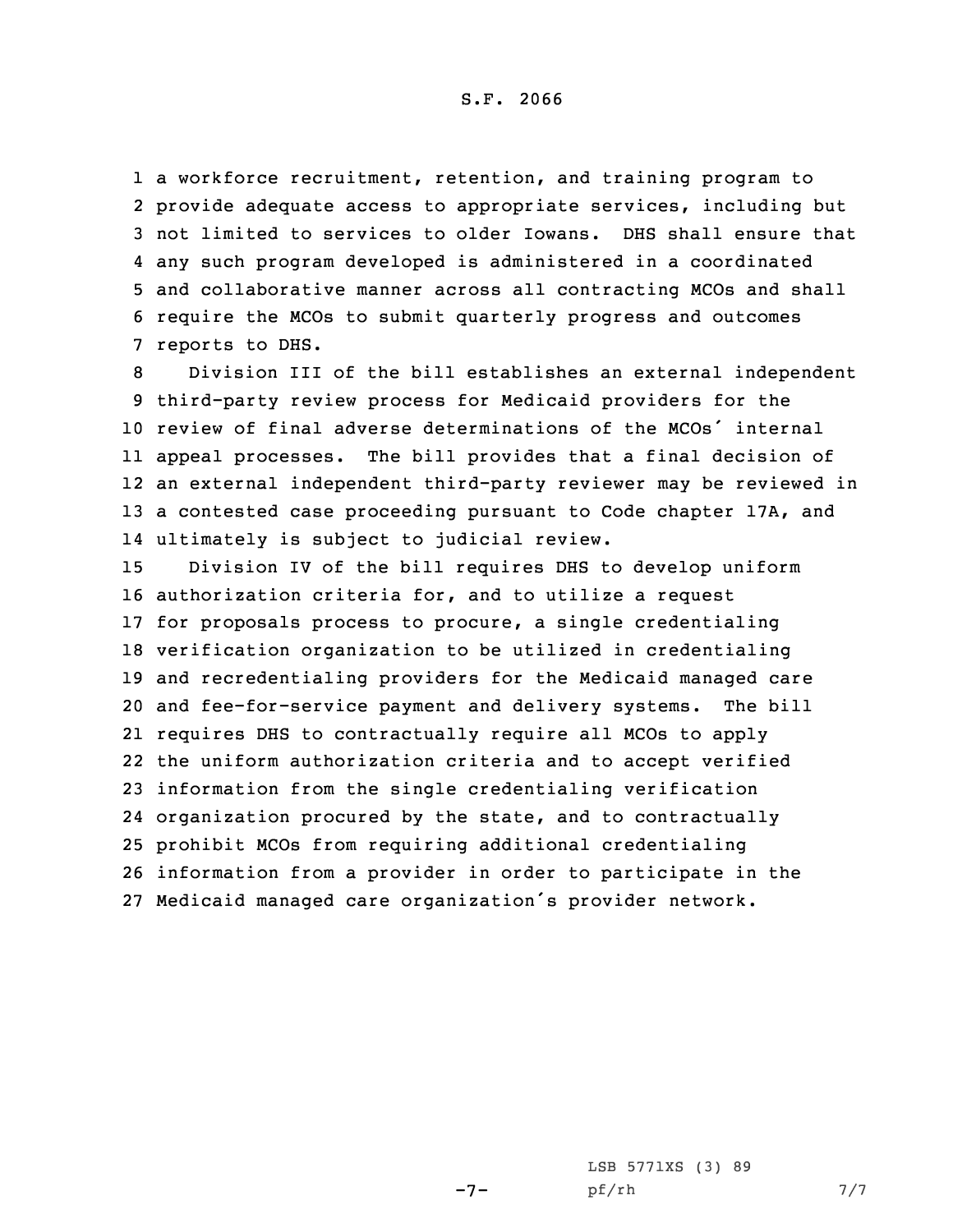a workforce recruitment, retention, and training program to provide adequate access to appropriate services, including but not limited to services to older Iowans. DHS shall ensure that any such program developed is administered in a coordinated and collaborative manner across all contracting MCOs and shall require the MCOs to submit quarterly progress and outcomes reports to DHS.

Division III of the bill establishes an external independent third-party review process for Medicaid providers for the review of final adverse determinations of the MCOs' internal appeal processes. The bill provides that a final decision of an external independent third-party reviewer may be reviewed in a contested case proceeding pursuant to Code chapter 17A, and ultimately is subject to judicial review.

Division IV of the bill requires DHS to develop uniform authorization criteria for, and to utilize a request for proposals process to procure, a single credentialing verification organization to be utilized in credentialing and recredentialing providers for the Medicaid managed care and fee-for-service payment and delivery systems. The bill requires DHS to contractually require all MCOs to apply the uniform authorization criteria and to accept verified information from the single credentialing verification organization procured by the state, and to contractually prohibit MCOs from requiring additional credentialing information from a provider in order to participate in the Medicaid managed care organization's provider network.

LSB 5771XS (3) 89
pf/rh